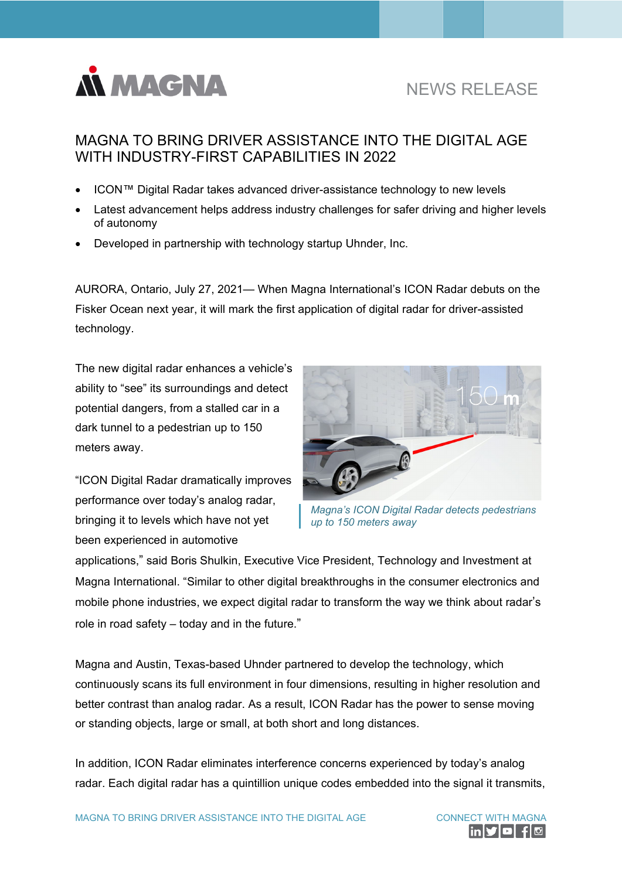MAGNA

NEWS RELEASE

# MAGNA TO BRING DRIVER ASSISTANCE INTO THE DIGITAL AGE WITH INDUSTRY-FIRST CAPABILITIES IN 2022

- ICON™ Digital Radar takes advanced driver-assistance technology to new levels
- Latest advancement helps address industry challenges for safer driving and higher levels of autonomy
- Developed in partnership with technology startup Uhnder, Inc.

AURORA, Ontario, July 27, 2021— When Magna International's ICON Radar debuts on the Fisker Ocean next year, it will mark the first application of digital radar for driver-assisted technology.

The new digital radar enhances a vehicle's ability to "see" its surroundings and detect potential dangers, from a stalled car in a dark tunnel to a pedestrian up to 150 meters away.

*Magna's ICON Digital Radar detects pedestrians up to 150 meters away*

"ICON Digital Radar dramatically improves performance over today's analog radar, bringing it to levels which have not yet been experienced in automotive applications," said Boris Shulkin, Executive Vice President, Technology and Investment at Magna International. "Similar to other digital breakthroughs in the consumer electronics and mobile phone industries, we expect digital radar to transform the way we think about radar's role in road safety – today and in the future."

Magna and Austin, Texas-based Uhnder partnered to develop the technology, which continuously scans its full environment in four dimensions, resulting in higher resolution and better contrast than analog radar. As a result, ICON Radar has the power to sense moving or standing objects, large or small, at both short and long distances.

In addition, ICON Radar eliminates interference concerns experienced by today's analog radar. Each digital radar has a quintillion unique codes embedded into the signal it transmits,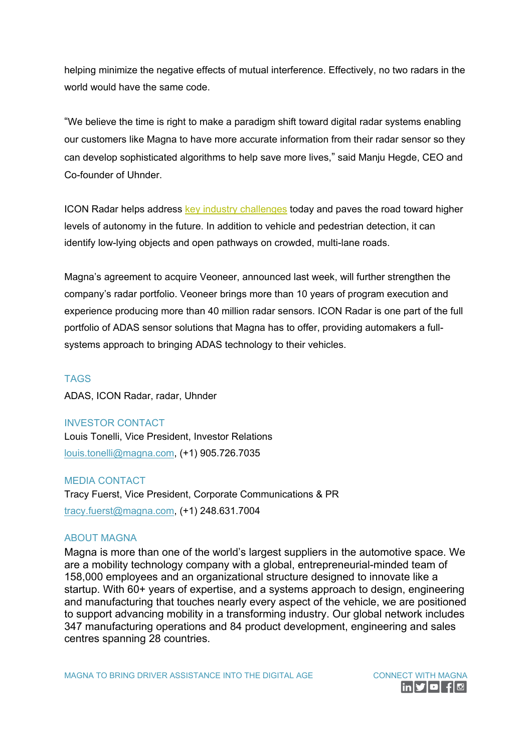helping minimize the negative effects of mutual interference. Effectively, no two radars in the world would have the same code.

"We believe the time is right to make a paradigm shift toward digital radar systems enabling our customers like Magna to have more accurate information from their radar sensor so they can develop sophisticated algorithms to help save more lives," said Manju Hegde, CEO and Co-founder of Uhnder.

ICON Radar helps address key industry challenges today and paves the road toward higher levels of autonomy in the future. In addition to vehicle and pedestrian detection, it can identify low-lying objects and open pathways on crowded, multi-lane roads.

Magna's agreement to acquire Veoneer, announced last week, will further strengthen the company's radar portfolio. Veoneer brings more than 10 years of program execution and experience producing more than 40 million radar sensors. ICON Radar is one part of the full portfolio of ADAS sensor solutions that Magna has to offer, providing automakers a full-systems approach to bringing ADAS technology to their vehicles.

## TAGS

ADAS, ICON Radar, radar, Uhnder

## INVESTOR CONTACT

Louis Tonelli, Vice President, Investor Relations
louis.tonelli@magna.com, (+1) 905.726.7035

## MEDIA CONTACT

Tracy Fuerst, Vice President, Corporate Communications & PR
tracy.fuerst@magna.com, (+1) 248.631.7004

## ABOUT MAGNA

Magna is more than one of the world's largest suppliers in the automotive space. We are a mobility technology company with a global, entrepreneurial-minded team of 158,000 employees and an organizational structure designed to innovate like a startup. With 60+ years of expertise, and a systems approach to design, engineering and manufacturing that touches nearly every aspect of the vehicle, we are positioned to support advancing mobility in a transforming industry. Our global network includes 347 manufacturing operations and 84 product development, engineering and sales centres spanning 28 countries.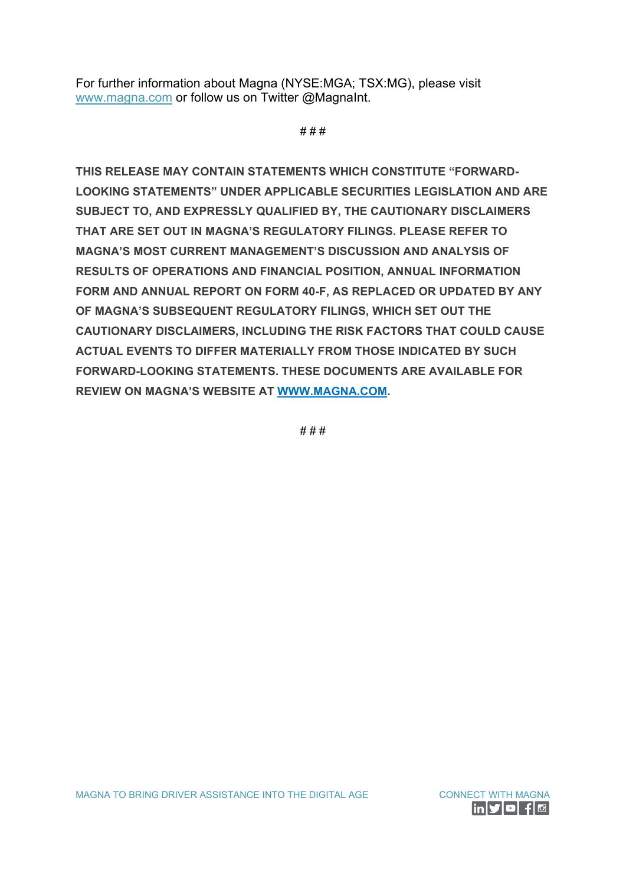For further information about Magna (NYSE:MGA; TSX:MG), please visit www.magna.com or follow us on Twitter @MagnaInt.

# # #

**THIS RELEASE MAY CONTAIN STATEMENTS WHICH CONSTITUTE "FORWARD-LOOKING STATEMENTS" UNDER APPLICABLE SECURITIES LEGISLATION AND ARE SUBJECT TO, AND EXPRESSLY QUALIFIED BY, THE CAUTIONARY DISCLAIMERS THAT ARE SET OUT IN MAGNA'S REGULATORY FILINGS. PLEASE REFER TO MAGNA'S MOST CURRENT MANAGEMENT'S DISCUSSION AND ANALYSIS OF RESULTS OF OPERATIONS AND FINANCIAL POSITION, ANNUAL INFORMATION FORM AND ANNUAL REPORT ON FORM 40-F, AS REPLACED OR UPDATED BY ANY OF MAGNA'S SUBSEQUENT REGULATORY FILINGS, WHICH SET OUT THE CAUTIONARY DISCLAIMERS, INCLUDING THE RISK FACTORS THAT COULD CAUSE ACTUAL EVENTS TO DIFFER MATERIALLY FROM THOSE INDICATED BY SUCH FORWARD-LOOKING STATEMENTS. THESE DOCUMENTS ARE AVAILABLE FOR REVIEW ON MAGNA'S WEBSITE AT WWW.MAGNA.COM.**

# # #